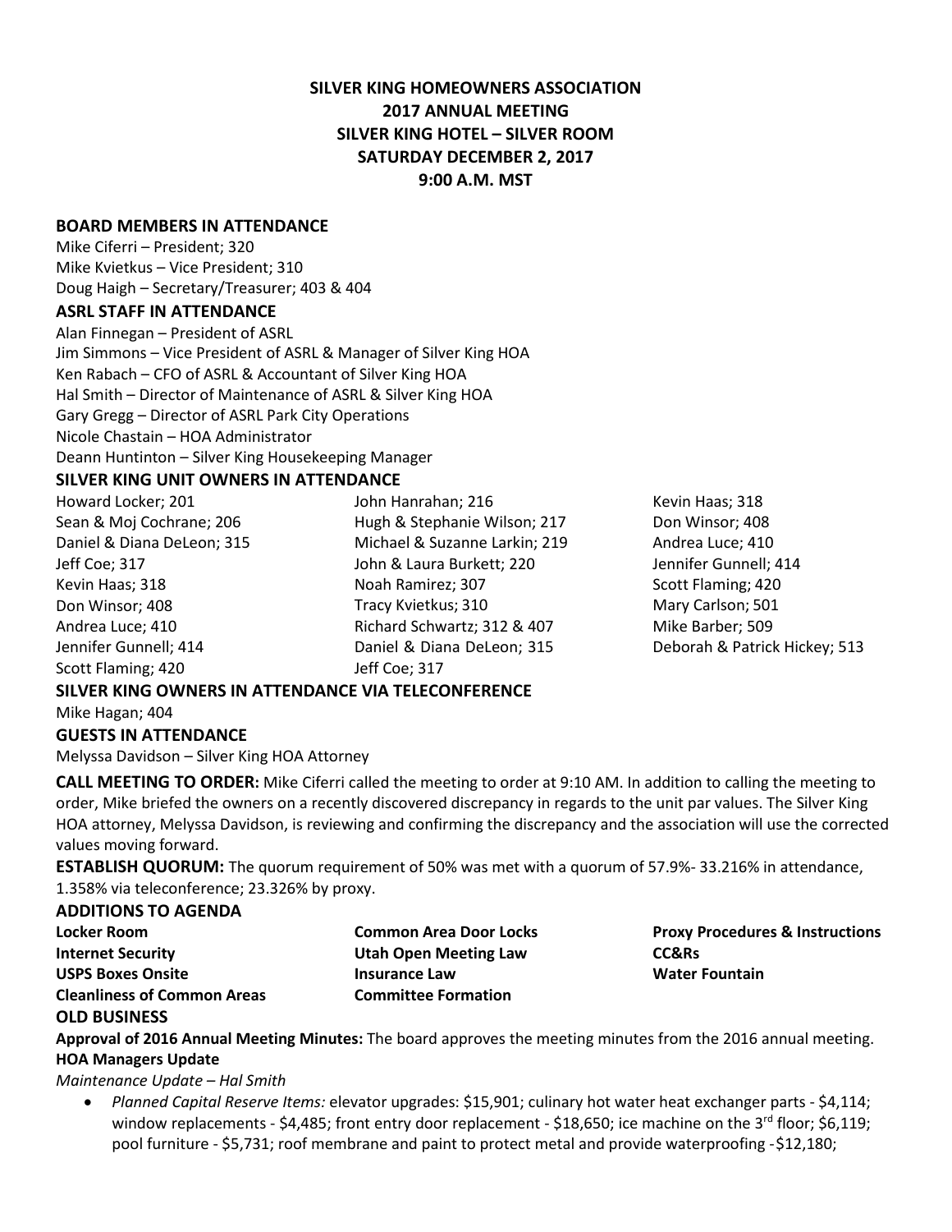# SILVER KING HOMEOWNERS ASSOCIATION
## 2017 ANNUAL MEETING
## SILVER KING HOTEL – SILVER ROOM
## SATURDAY DECEMBER 2, 2017
## 9:00 A.M. MST

### BOARD MEMBERS IN ATTENDANCE

Mike Ciferri – President; 320
Mike Kvietkus – Vice President; 310
Doug Haigh – Secretary/Treasurer; 403 & 404

### ASRL STAFF IN ATTENDANCE

Alan Finnegan – President of ASRL
Jim Simmons – Vice President of ASRL & Manager of Silver King HOA
Ken Rabach – CFO of ASRL & Accountant of Silver King HOA
Hal Smith – Director of Maintenance of ASRL & Silver King HOA
Gary Gregg – Director of ASRL Park City Operations
Nicole Chastain – HOA Administrator
Deann Huntinton – Silver King Housekeeping Manager

### SILVER KING UNIT OWNERS IN ATTENDANCE

Howard Locker; 201
Sean & Moj Cochrane; 206
Daniel & Diana DeLeon; 315
Jeff Coe; 317
Kevin Haas; 318
Don Winsor; 408
Andrea Luce; 410
Jennifer Gunnell; 414
Scott Flaming; 420
John Hanrahan; 216
Hugh & Stephanie Wilson; 217
Michael & Suzanne Larkin; 219
John & Laura Burkett; 220
Noah Ramirez; 307
Tracy Kvietkus; 310
Richard Schwartz; 312 & 407
Daniel & Diana DeLeon; 315
Jeff Coe; 317
Kevin Haas; 318
Don Winsor; 408
Andrea Luce; 410
Jennifer Gunnell; 414
Scott Flaming; 420
Mary Carlson; 501
Mike Barber; 509
Deborah & Patrick Hickey; 513

### SILVER KING OWNERS IN ATTENDANCE VIA TELECONFERENCE

Mike Hagan; 404

### GUESTS IN ATTENDANCE

Melyssa Davidson – Silver King HOA Attorney

**CALL MEETING TO ORDER:** Mike Ciferri called the meeting to order at 9:10 AM. In addition to calling the meeting to order, Mike briefed the owners on a recently discovered discrepancy in regards to the unit par values. The Silver King HOA attorney, Melyssa Davidson, is reviewing and confirming the discrepancy and the association will use the corrected values moving forward.

**ESTABLISH QUORUM:** The quorum requirement of 50% was met with a quorum of 57.9%- 33.216% in attendance, 1.358% via teleconference; 23.326% by proxy.

### ADDITIONS TO AGENDA

**Locker Room**
**Internet Security**
**USPS Boxes Onsite**
**Cleanliness of Common Areas**
**Common Area Door Locks**
**Utah Open Meeting Law**
**Insurance Law**
**Committee Formation**
**Proxy Procedures & Instructions**
**CC&Rs**
**Water Fountain**

### OLD BUSINESS

**Approval of 2016 Annual Meeting Minutes:** The board approves the meeting minutes from the 2016 annual meeting.

**HOA Managers Update**

*Maintenance Update – Hal Smith*

- *Planned Capital Reserve Items:* elevator upgrades: $15,901; culinary hot water heat exchanger parts - $4,114; window replacements - $4,485; front entry door replacement - $18,650; ice machine on the 3rd floor; $6,119; pool furniture - $5,731; roof membrane and paint to protect metal and provide waterproofing -$12,180;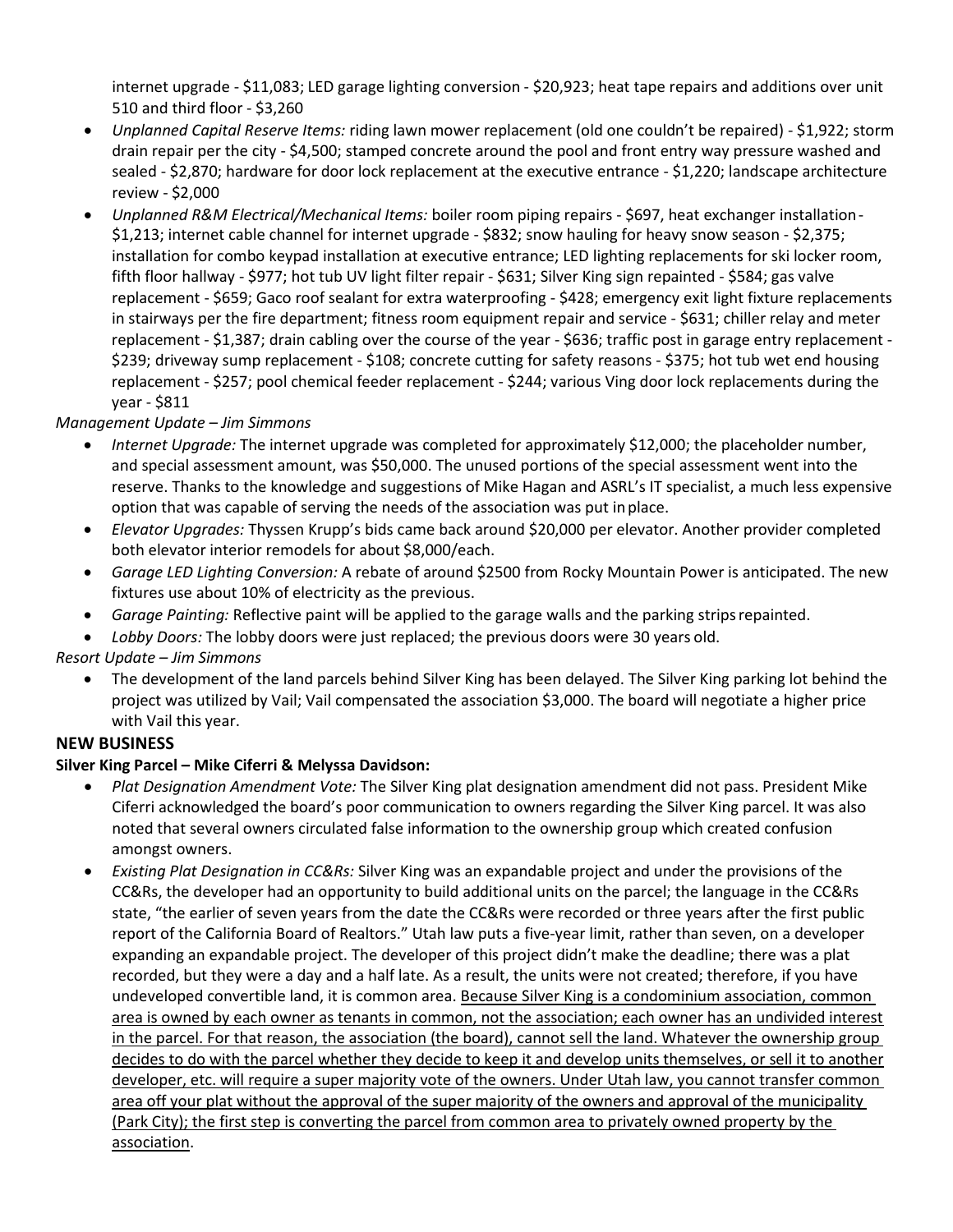internet upgrade - $11,083; LED garage lighting conversion - $20,923; heat tape repairs and additions over unit 510 and third floor - $3,260

- *Unplanned Capital Reserve Items:* riding lawn mower replacement (old one couldn't be repaired) - $1,922; storm drain repair per the city - $4,500; stamped concrete around the pool and front entry way pressure washed and sealed - $2,870; hardware for door lock replacement at the executive entrance - $1,220; landscape architecture review - $2,000
- *Unplanned R&M Electrical/Mechanical Items:* boiler room piping repairs - $697, heat exchanger installation - $1,213; internet cable channel for internet upgrade - $832; snow hauling for heavy snow season - $2,375; installation for combo keypad installation at executive entrance; LED lighting replacements for ski locker room, fifth floor hallway - $977; hot tub UV light filter repair - $631; Silver King sign repainted - $584; gas valve replacement - $659; Gaco roof sealant for extra waterproofing - $428; emergency exit light fixture replacements in stairways per the fire department; fitness room equipment repair and service - $631; chiller relay and meter replacement - $1,387; drain cabling over the course of the year - $636; traffic post in garage entry replacement - $239; driveway sump replacement - $108; concrete cutting for safety reasons - $375; hot tub wet end housing replacement - $257; pool chemical feeder replacement - $244; various Ving door lock replacements during the year - $811

*Management Update – Jim Simmons*

- *Internet Upgrade:* The internet upgrade was completed for approximately $12,000; the placeholder number, and special assessment amount, was $50,000. The unused portions of the special assessment went into the reserve. Thanks to the knowledge and suggestions of Mike Hagan and ASRL's IT specialist, a much less expensive option that was capable of serving the needs of the association was put in place.
- *Elevator Upgrades:* Thyssen Krupp's bids came back around $20,000 per elevator. Another provider completed both elevator interior remodels for about $8,000/each.
- *Garage LED Lighting Conversion:* A rebate of around $2500 from Rocky Mountain Power is anticipated. The new fixtures use about 10% of electricity as the previous.
- *Garage Painting:* Reflective paint will be applied to the garage walls and the parking strips repainted.
- *Lobby Doors:* The lobby doors were just replaced; the previous doors were 30 years old.

*Resort Update – Jim Simmons*

- The development of the land parcels behind Silver King has been delayed. The Silver King parking lot behind the project was utilized by Vail; Vail compensated the association $3,000. The board will negotiate a higher price with Vail this year.

**NEW BUSINESS**

**Silver King Parcel – Mike Ciferri & Melyssa Davidson:**

- *Plat Designation Amendment Vote:* The Silver King plat designation amendment did not pass. President Mike Ciferri acknowledged the board's poor communication to owners regarding the Silver King parcel. It was also noted that several owners circulated false information to the ownership group which created confusion amongst owners.
- *Existing Plat Designation in CC&Rs:* Silver King was an expandable project and under the provisions of the CC&Rs, the developer had an opportunity to build additional units on the parcel; the language in the CC&Rs state, "the earlier of seven years from the date the CC&Rs were recorded or three years after the first public report of the California Board of Realtors." Utah law puts a five-year limit, rather than seven, on a developer expanding an expandable project. The developer of this project didn't make the deadline; there was a plat recorded, but they were a day and a half late. As a result, the units were not created; therefore, if you have undeveloped convertible land, it is common area. <u>Because Silver King is a condominium association, common area is owned by each owner as tenants in common, not the association; each owner has an undivided interest in the parcel. For that reason, the association (the board), cannot sell the land. Whatever the ownership group decides to do with the parcel whether they decide to keep it and develop units themselves, or sell it to another developer, etc. will require a super majority vote of the owners. Under Utah law, you cannot transfer common area off your plat without the approval of the super majority of the owners and approval of the municipality (Park City); the first step is converting the parcel from common area to privately owned property by the association</u>.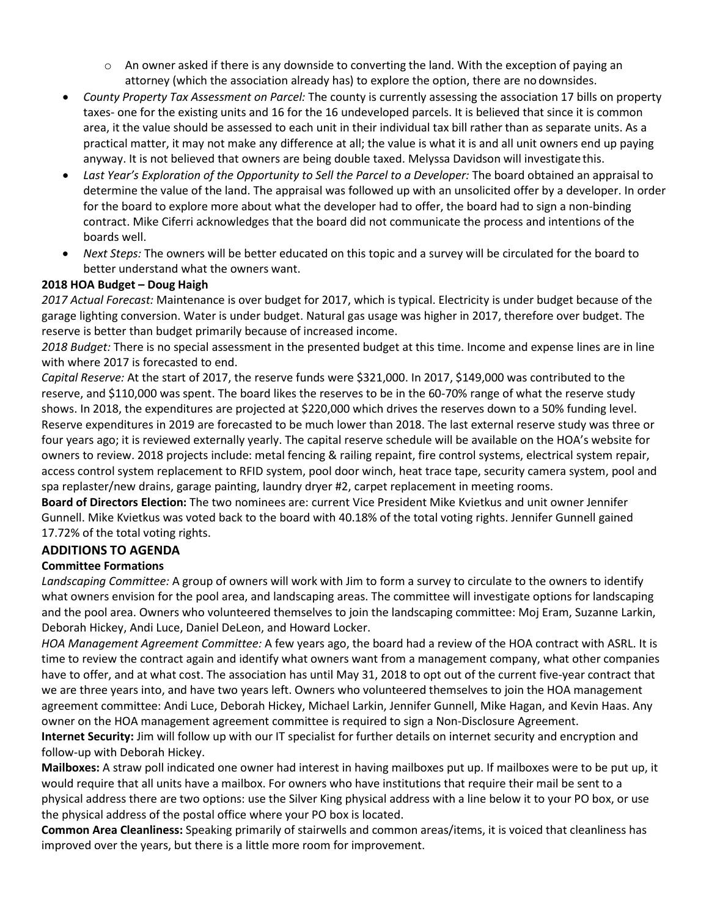- An owner asked if there is any downside to converting the land. With the exception of paying an attorney (which the association already has) to explore the option, there are no downsides.
- *County Property Tax Assessment on Parcel:* The county is currently assessing the association 17 bills on property taxes- one for the existing units and 16 for the 16 undeveloped parcels. It is believed that since it is common area, it the value should be assessed to each unit in their individual tax bill rather than as separate units. As a practical matter, it may not make any difference at all; the value is what it is and all unit owners end up paying anyway. It is not believed that owners are being double taxed. Melyssa Davidson will investigate this.
- *Last Year's Exploration of the Opportunity to Sell the Parcel to a Developer:* The board obtained an appraisal to determine the value of the land. The appraisal was followed up with an unsolicited offer by a developer. In order for the board to explore more about what the developer had to offer, the board had to sign a non-binding contract. Mike Ciferri acknowledges that the board did not communicate the process and intentions of the boards well.
- *Next Steps:* The owners will be better educated on this topic and a survey will be circulated for the board to better understand what the owners want.

**2018 HOA Budget – Doug Haigh**

*2017 Actual Forecast:* Maintenance is over budget for 2017, which is typical. Electricity is under budget because of the garage lighting conversion. Water is under budget. Natural gas usage was higher in 2017, therefore over budget. The reserve is better than budget primarily because of increased income.

*2018 Budget:* There is no special assessment in the presented budget at this time. Income and expense lines are in line with where 2017 is forecasted to end.

*Capital Reserve:* At the start of 2017, the reserve funds were $321,000. In 2017, $149,000 was contributed to the reserve, and $110,000 was spent. The board likes the reserves to be in the 60-70% range of what the reserve study shows. In 2018, the expenditures are projected at $220,000 which drives the reserves down to a 50% funding level. Reserve expenditures in 2019 are forecasted to be much lower than 2018. The last external reserve study was three or four years ago; it is reviewed externally yearly. The capital reserve schedule will be available on the HOA's website for owners to review. 2018 projects include: metal fencing & railing repaint, fire control systems, electrical system repair, access control system replacement to RFID system, pool door winch, heat trace tape, security camera system, pool and spa replaster/new drains, garage painting, laundry dryer #2, carpet replacement in meeting rooms.

**Board of Directors Election:** The two nominees are: current Vice President Mike Kvietkus and unit owner Jennifer Gunnell. Mike Kvietkus was voted back to the board with 40.18% of the total voting rights. Jennifer Gunnell gained 17.72% of the total voting rights.

## ADDITIONS TO AGENDA

**Committee Formations**

*Landscaping Committee:* A group of owners will work with Jim to form a survey to circulate to the owners to identify what owners envision for the pool area, and landscaping areas. The committee will investigate options for landscaping and the pool area. Owners who volunteered themselves to join the landscaping committee: Moj Eram, Suzanne Larkin, Deborah Hickey, Andi Luce, Daniel DeLeon, and Howard Locker.

*HOA Management Agreement Committee:* A few years ago, the board had a review of the HOA contract with ASRL. It is time to review the contract again and identify what owners want from a management company, what other companies have to offer, and at what cost. The association has until May 31, 2018 to opt out of the current five-year contract that we are three years into, and have two years left. Owners who volunteered themselves to join the HOA management agreement committee: Andi Luce, Deborah Hickey, Michael Larkin, Jennifer Gunnell, Mike Hagan, and Kevin Haas. Any owner on the HOA management agreement committee is required to sign a Non-Disclosure Agreement.

**Internet Security:** Jim will follow up with our IT specialist for further details on internet security and encryption and follow-up with Deborah Hickey.

**Mailboxes:** A straw poll indicated one owner had interest in having mailboxes put up. If mailboxes were to be put up, it would require that all units have a mailbox. For owners who have institutions that require their mail be sent to a physical address there are two options: use the Silver King physical address with a line below it to your PO box, or use the physical address of the postal office where your PO box is located.

**Common Area Cleanliness:** Speaking primarily of stairwells and common areas/items, it is voiced that cleanliness has improved over the years, but there is a little more room for improvement.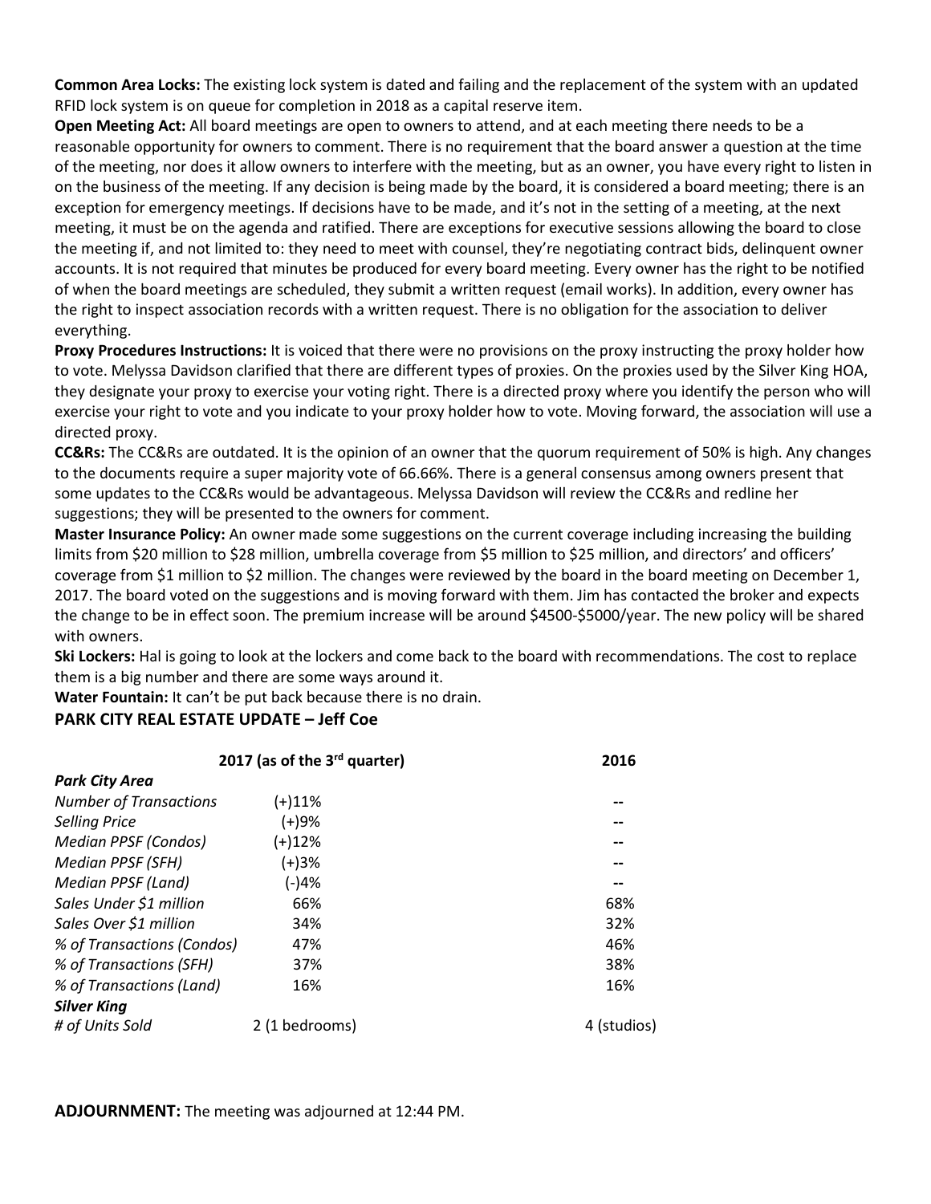**Common Area Locks:** The existing lock system is dated and failing and the replacement of the system with an updated RFID lock system is on queue for completion in 2018 as a capital reserve item.

**Open Meeting Act:** All board meetings are open to owners to attend, and at each meeting there needs to be a reasonable opportunity for owners to comment. There is no requirement that the board answer a question at the time of the meeting, nor does it allow owners to interfere with the meeting, but as an owner, you have every right to listen in on the business of the meeting. If any decision is being made by the board, it is considered a board meeting; there is an exception for emergency meetings. If decisions have to be made, and it's not in the setting of a meeting, at the next meeting, it must be on the agenda and ratified. There are exceptions for executive sessions allowing the board to close the meeting if, and not limited to: they need to meet with counsel, they're negotiating contract bids, delinquent owner accounts. It is not required that minutes be produced for every board meeting. Every owner has the right to be notified of when the board meetings are scheduled, they submit a written request (email works). In addition, every owner has the right to inspect association records with a written request. There is no obligation for the association to deliver everything.

**Proxy Procedures Instructions:** It is voiced that there were no provisions on the proxy instructing the proxy holder how to vote. Melyssa Davidson clarified that there are different types of proxies. On the proxies used by the Silver King HOA, they designate your proxy to exercise your voting right. There is a directed proxy where you identify the person who will exercise your right to vote and you indicate to your proxy holder how to vote. Moving forward, the association will use a directed proxy.

**CC&Rs:** The CC&Rs are outdated. It is the opinion of an owner that the quorum requirement of 50% is high. Any changes to the documents require a super majority vote of 66.66%. There is a general consensus among owners present that some updates to the CC&Rs would be advantageous. Melyssa Davidson will review the CC&Rs and redline her suggestions; they will be presented to the owners for comment.

**Master Insurance Policy:** An owner made some suggestions on the current coverage including increasing the building limits from $20 million to $28 million, umbrella coverage from $5 million to $25 million, and directors' and officers' coverage from $1 million to $2 million. The changes were reviewed by the board in the board meeting on December 1, 2017. The board voted on the suggestions and is moving forward with them. Jim has contacted the broker and expects the change to be in effect soon. The premium increase will be around $4500-$5000/year. The new policy will be shared with owners.

**Ski Lockers:** Hal is going to look at the lockers and come back to the board with recommendations. The cost to replace them is a big number and there are some ways around it.

**Water Fountain:** It can't be put back because there is no drain.

## PARK CITY REAL ESTATE UPDATE – Jeff Coe

| | 2017 (as of the 3rd quarter) | 2016 |
|---|---|---|
| ***Park City Area*** | | |
| *Number of Transactions* | (+)11% | -- |
| *Selling Price* | (+)9% | -- |
| *Median PPSF (Condos)* | (+)12% | -- |
| *Median PPSF (SFH)* | (+)3% | -- |
| *Median PPSF (Land)* | (-)4% | -- |
| *Sales Under $1 million* | 66% | 68% |
| *Sales Over $1 million* | 34% | 32% |
| *% of Transactions (Condos)* | 47% | 46% |
| *% of Transactions (SFH)* | 37% | 38% |
| *% of Transactions (Land)* | 16% | 16% |
| ***Silver King*** | | |
| *# of Units Sold* | 2 (1 bedrooms) | 4 (studios) |

**ADJOURNMENT:** The meeting was adjourned at 12:44 PM.